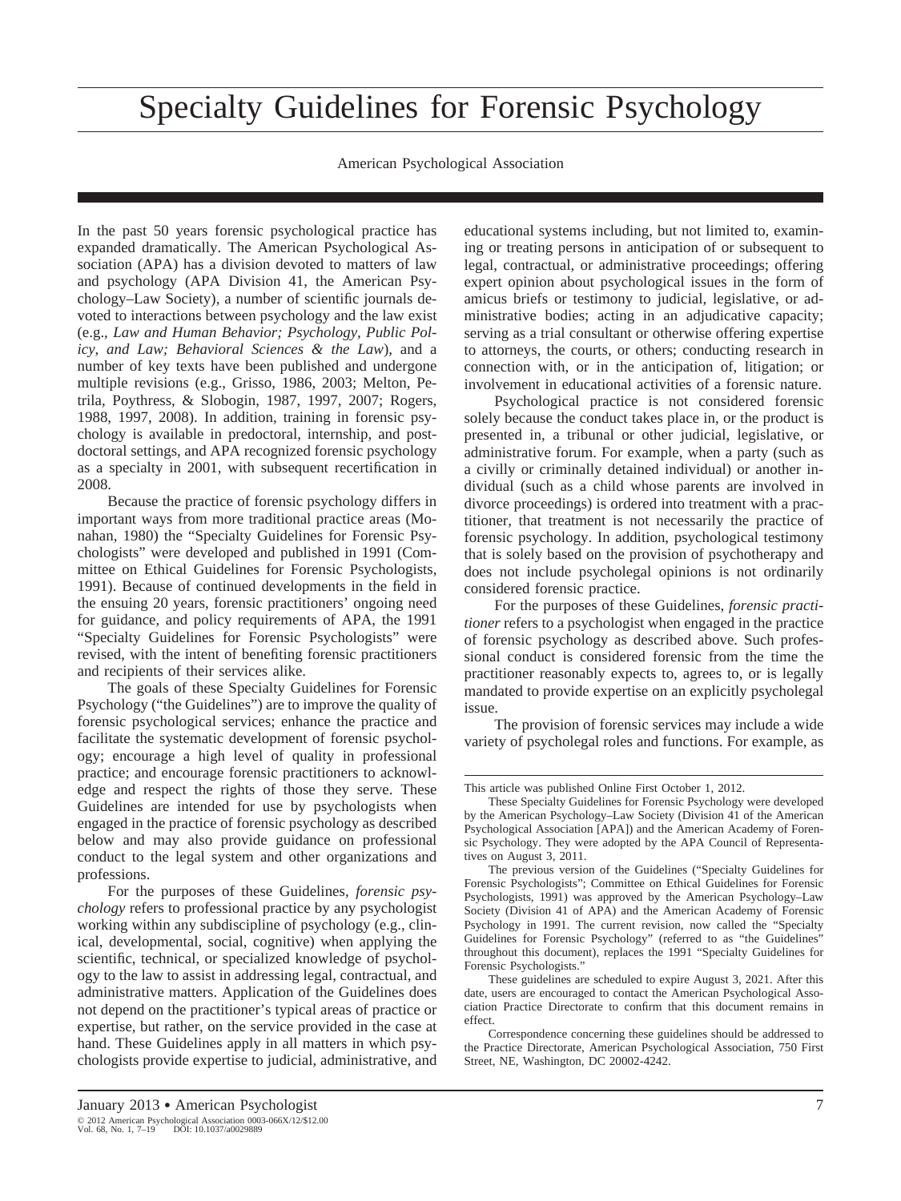# Specialty Guidelines for Forensic Psychology

American Psychological Association

In the past 50 years forensic psychological practice has expanded dramatically. The American Psychological Association (APA) has a division devoted to matters of law and psychology (APA Division 41, the American Psychology–Law Society), a number of scientific journals devoted to interactions between psychology and the law exist (e.g., *Law and Human Behavior; Psychology, Public Policy, and Law; Behavioral Sciences & the Law*), and a number of key texts have been published and undergone multiple revisions (e.g., Grisso, 1986, 2003; Melton, Petrila, Poythress, & Slobogin, 1987, 1997, 2007; Rogers, 1988, 1997, 2008). In addition, training in forensic psychology is available in predoctoral, internship, and postdoctoral settings, and APA recognized forensic psychology as a specialty in 2001, with subsequent recertification in 2008.

Because the practice of forensic psychology differs in important ways from more traditional practice areas (Monahan, 1980) the "Specialty Guidelines for Forensic Psychologists" were developed and published in 1991 (Committee on Ethical Guidelines for Forensic Psychologists, 1991). Because of continued developments in the field in the ensuing 20 years, forensic practitioners' ongoing need for guidance, and policy requirements of APA, the 1991 "Specialty Guidelines for Forensic Psychologists" were revised, with the intent of benefiting forensic practitioners and recipients of their services alike.

The goals of these Specialty Guidelines for Forensic Psychology ("the Guidelines") are to improve the quality of forensic psychological services; enhance the practice and facilitate the systematic development of forensic psychology; encourage a high level of quality in professional practice; and encourage forensic practitioners to acknowledge and respect the rights of those they serve. These Guidelines are intended for use by psychologists when engaged in the practice of forensic psychology as described below and may also provide guidance on professional conduct to the legal system and other organizations and professions.

For the purposes of these Guidelines, *forensic psychology* refers to professional practice by any psychologist working within any subdiscipline of psychology (e.g., clinical, developmental, social, cognitive) when applying the scientific, technical, or specialized knowledge of psychology to the law to assist in addressing legal, contractual, and administrative matters. Application of the Guidelines does not depend on the practitioner's typical areas of practice or expertise, but rather, on the service provided in the case at hand. These Guidelines apply in all matters in which psychologists provide expertise to judicial, administrative, and educational systems including, but not limited to, examining or treating persons in anticipation of or subsequent to legal, contractual, or administrative proceedings; offering expert opinion about psychological issues in the form of amicus briefs or testimony to judicial, legislative, or administrative bodies; acting in an adjudicative capacity; serving as a trial consultant or otherwise offering expertise to attorneys, the courts, or others; conducting research in connection with, or in the anticipation of, litigation; or involvement in educational activities of a forensic nature.

Psychological practice is not considered forensic solely because the conduct takes place in, or the product is presented in, a tribunal or other judicial, legislative, or administrative forum. For example, when a party (such as a civilly or criminally detained individual) or another individual (such as a child whose parents are involved in divorce proceedings) is ordered into treatment with a practitioner, that treatment is not necessarily the practice of forensic psychology. In addition, psychological testimony that is solely based on the provision of psychotherapy and does not include psycholegal opinions is not ordinarily considered forensic practice.

For the purposes of these Guidelines, *forensic practitioner* refers to a psychologist when engaged in the practice of forensic psychology as described above. Such professional conduct is considered forensic from the time the practitioner reasonably expects to, agrees to, or is legally mandated to provide expertise on an explicitly psycholegal issue.

The provision of forensic services may include a wide variety of psycholegal roles and functions. For example, as

---

This article was published Online First October 1, 2012.

These Specialty Guidelines for Forensic Psychology were developed by the American Psychology–Law Society (Division 41 of the American Psychological Association [APA]) and the American Academy of Forensic Psychology. They were adopted by the APA Council of Representatives on August 3, 2011.

The previous version of the Guidelines ("Specialty Guidelines for Forensic Psychologists"; Committee on Ethical Guidelines for Forensic Psychologists, 1991) was approved by the American Psychology–Law Society (Division 41 of APA) and the American Academy of Forensic Psychology in 1991. The current revision, now called the "Specialty Guidelines for Forensic Psychology" (referred to as "the Guidelines" throughout this document), replaces the 1991 "Specialty Guidelines for Forensic Psychologists."

These guidelines are scheduled to expire August 3, 2021. After this date, users are encouraged to contact the American Psychological Association Practice Directorate to confirm that this document remains in effect.

Correspondence concerning these guidelines should be addressed to the Practice Directorate, American Psychological Association, 750 First Street, NE, Washington, DC 20002-4242.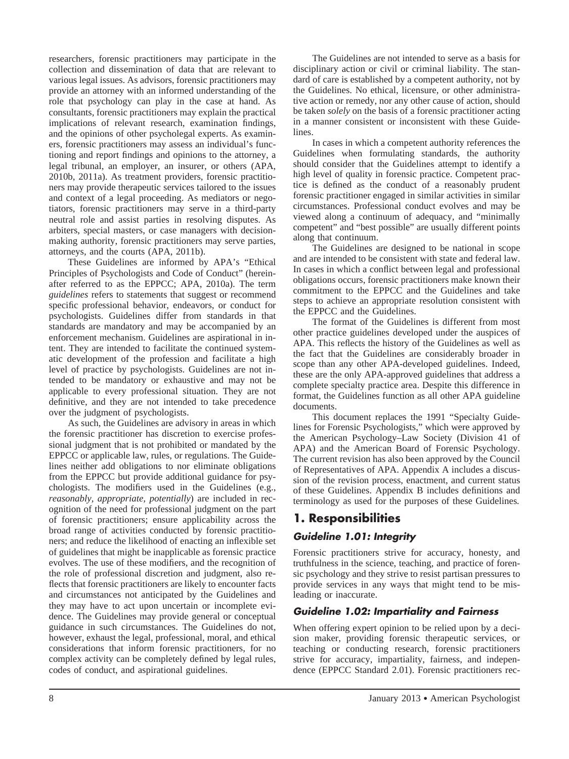researchers, forensic practitioners may participate in the collection and dissemination of data that are relevant to various legal issues. As advisors, forensic practitioners may provide an attorney with an informed understanding of the role that psychology can play in the case at hand. As consultants, forensic practitioners may explain the practical implications of relevant research, examination findings, and the opinions of other psycholegal experts. As examiners, forensic practitioners may assess an individual's functioning and report findings and opinions to the attorney, a legal tribunal, an employer, an insurer, or others (APA, 2010b, 2011a). As treatment providers, forensic practitioners may provide therapeutic services tailored to the issues and context of a legal proceeding. As mediators or negotiators, forensic practitioners may serve in a third-party neutral role and assist parties in resolving disputes. As arbiters, special masters, or case managers with decision-making authority, forensic practitioners may serve parties, attorneys, and the courts (APA, 2011b).

These Guidelines are informed by APA's "Ethical Principles of Psychologists and Code of Conduct" (hereinafter referred to as the EPPCC; APA, 2010a). The term *guidelines* refers to statements that suggest or recommend specific professional behavior, endeavors, or conduct for psychologists. Guidelines differ from standards in that standards are mandatory and may be accompanied by an enforcement mechanism. Guidelines are aspirational in intent. They are intended to facilitate the continued systematic development of the profession and facilitate a high level of practice by psychologists. Guidelines are not intended to be mandatory or exhaustive and may not be applicable to every professional situation. They are not definitive, and they are not intended to take precedence over the judgment of psychologists.

As such, the Guidelines are advisory in areas in which the forensic practitioner has discretion to exercise professional judgment that is not prohibited or mandated by the EPPCC or applicable law, rules, or regulations. The Guidelines neither add obligations to nor eliminate obligations from the EPPCC but provide additional guidance for psychologists. The modifiers used in the Guidelines (e.g., *reasonably, appropriate, potentially*) are included in recognition of the need for professional judgment on the part of forensic practitioners; ensure applicability across the broad range of activities conducted by forensic practitioners; and reduce the likelihood of enacting an inflexible set of guidelines that might be inapplicable as forensic practice evolves. The use of these modifiers, and the recognition of the role of professional discretion and judgment, also reflects that forensic practitioners are likely to encounter facts and circumstances not anticipated by the Guidelines and they may have to act upon uncertain or incomplete evidence. The Guidelines may provide general or conceptual guidance in such circumstances. The Guidelines do not, however, exhaust the legal, professional, moral, and ethical considerations that inform forensic practitioners, for no complex activity can be completely defined by legal rules, codes of conduct, and aspirational guidelines.

The Guidelines are not intended to serve as a basis for disciplinary action or civil or criminal liability. The standard of care is established by a competent authority, not by the Guidelines. No ethical, licensure, or other administrative action or remedy, nor any other cause of action, should be taken *solely* on the basis of a forensic practitioner acting in a manner consistent or inconsistent with these Guidelines.

In cases in which a competent authority references the Guidelines when formulating standards, the authority should consider that the Guidelines attempt to identify a high level of quality in forensic practice. Competent practice is defined as the conduct of a reasonably prudent forensic practitioner engaged in similar activities in similar circumstances. Professional conduct evolves and may be viewed along a continuum of adequacy, and "minimally competent" and "best possible" are usually different points along that continuum.

The Guidelines are designed to be national in scope and are intended to be consistent with state and federal law. In cases in which a conflict between legal and professional obligations occurs, forensic practitioners make known their commitment to the EPPCC and the Guidelines and take steps to achieve an appropriate resolution consistent with the EPPCC and the Guidelines.

The format of the Guidelines is different from most other practice guidelines developed under the auspices of APA. This reflects the history of the Guidelines as well as the fact that the Guidelines are considerably broader in scope than any other APA-developed guidelines. Indeed, these are the only APA-approved guidelines that address a complete specialty practice area. Despite this difference in format, the Guidelines function as all other APA guideline documents.

This document replaces the 1991 "Specialty Guidelines for Forensic Psychologists," which were approved by the American Psychology–Law Society (Division 41 of APA) and the American Board of Forensic Psychology. The current revision has also been approved by the Council of Representatives of APA. Appendix A includes a discussion of the revision process, enactment, and current status of these Guidelines. Appendix B includes definitions and terminology as used for the purposes of these Guidelines.

## 1. Responsibilities

### Guideline 1.01: Integrity

Forensic practitioners strive for accuracy, honesty, and truthfulness in the science, teaching, and practice of forensic psychology and they strive to resist partisan pressures to provide services in any ways that might tend to be misleading or inaccurate.

### Guideline 1.02: Impartiality and Fairness

When offering expert opinion to be relied upon by a decision maker, providing forensic therapeutic services, or teaching or conducting research, forensic practitioners strive for accuracy, impartiality, fairness, and independence (EPPCC Standard 2.01). Forensic practitioners rec-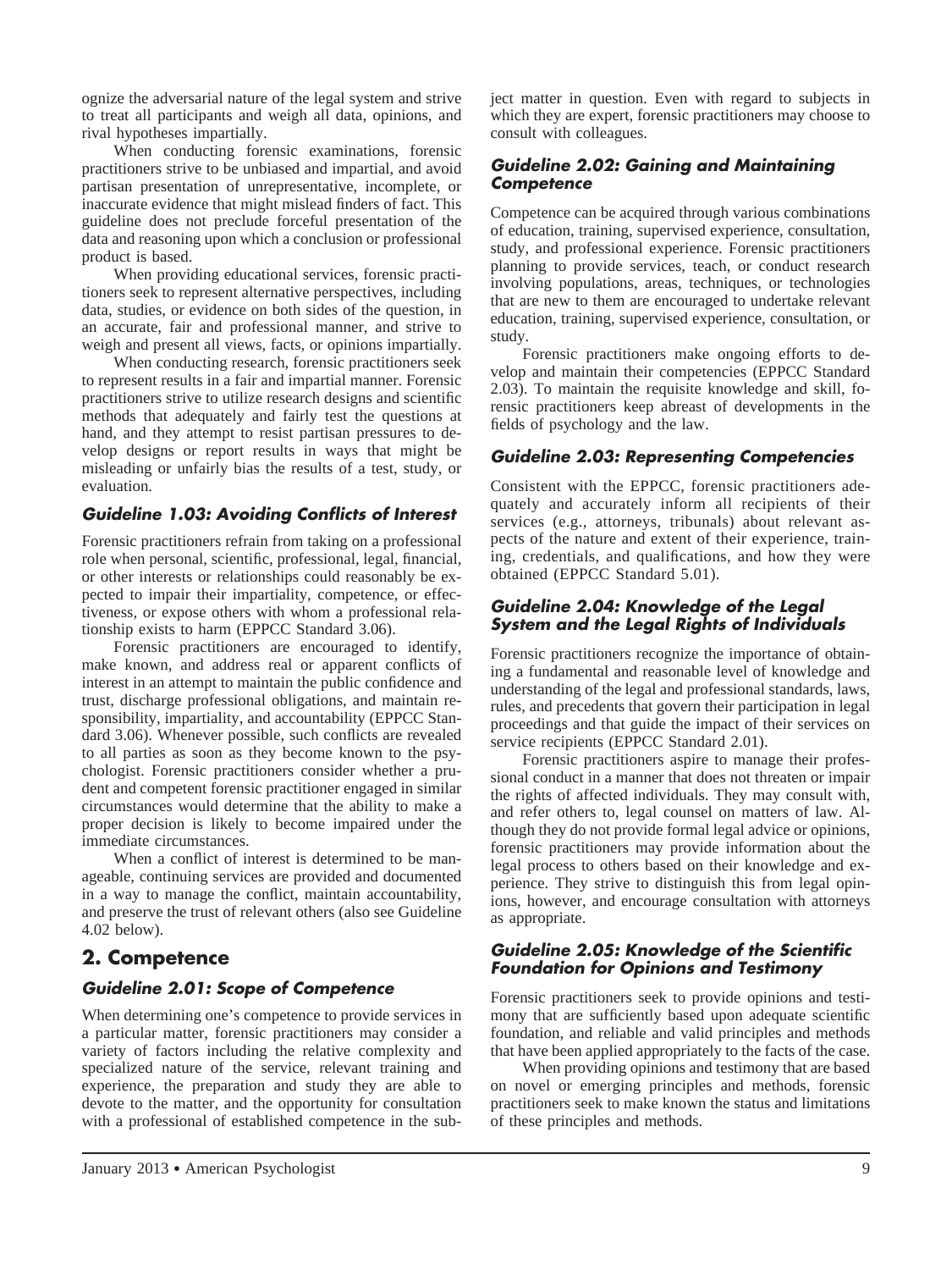ognize the adversarial nature of the legal system and strive to treat all participants and weigh all data, opinions, and rival hypotheses impartially.

When conducting forensic examinations, forensic practitioners strive to be unbiased and impartial, and avoid partisan presentation of unrepresentative, incomplete, or inaccurate evidence that might mislead finders of fact. This guideline does not preclude forceful presentation of the data and reasoning upon which a conclusion or professional product is based.

When providing educational services, forensic practitioners seek to represent alternative perspectives, including data, studies, or evidence on both sides of the question, in an accurate, fair and professional manner, and strive to weigh and present all views, facts, or opinions impartially.

When conducting research, forensic practitioners seek to represent results in a fair and impartial manner. Forensic practitioners strive to utilize research designs and scientific methods that adequately and fairly test the questions at hand, and they attempt to resist partisan pressures to develop designs or report results in ways that might be misleading or unfairly bias the results of a test, study, or evaluation.

### *Guideline 1.03: Avoiding Conflicts of Interest*

Forensic practitioners refrain from taking on a professional role when personal, scientific, professional, legal, financial, or other interests or relationships could reasonably be expected to impair their impartiality, competence, or effectiveness, or expose others with whom a professional relationship exists to harm (EPPCC Standard 3.06).

Forensic practitioners are encouraged to identify, make known, and address real or apparent conflicts of interest in an attempt to maintain the public confidence and trust, discharge professional obligations, and maintain responsibility, impartiality, and accountability (EPPCC Standard 3.06). Whenever possible, such conflicts are revealed to all parties as soon as they become known to the psychologist. Forensic practitioners consider whether a prudent and competent forensic practitioner engaged in similar circumstances would determine that the ability to make a proper decision is likely to become impaired under the immediate circumstances.

When a conflict of interest is determined to be manageable, continuing services are provided and documented in a way to manage the conflict, maintain accountability, and preserve the trust of relevant others (also see Guideline 4.02 below).

## 2. Competence

### *Guideline 2.01: Scope of Competence*

When determining one's competence to provide services in a particular matter, forensic practitioners may consider a variety of factors including the relative complexity and specialized nature of the service, relevant training and experience, the preparation and study they are able to devote to the matter, and the opportunity for consultation with a professional of established competence in the subject matter in question. Even with regard to subjects in which they are expert, forensic practitioners may choose to consult with colleagues.

### *Guideline 2.02: Gaining and Maintaining Competence*

Competence can be acquired through various combinations of education, training, supervised experience, consultation, study, and professional experience. Forensic practitioners planning to provide services, teach, or conduct research involving populations, areas, techniques, or technologies that are new to them are encouraged to undertake relevant education, training, supervised experience, consultation, or study.

Forensic practitioners make ongoing efforts to develop and maintain their competencies (EPPCC Standard 2.03). To maintain the requisite knowledge and skill, forensic practitioners keep abreast of developments in the fields of psychology and the law.

### *Guideline 2.03: Representing Competencies*

Consistent with the EPPCC, forensic practitioners adequately and accurately inform all recipients of their services (e.g., attorneys, tribunals) about relevant aspects of the nature and extent of their experience, training, credentials, and qualifications, and how they were obtained (EPPCC Standard 5.01).

### *Guideline 2.04: Knowledge of the Legal System and the Legal Rights of Individuals*

Forensic practitioners recognize the importance of obtaining a fundamental and reasonable level of knowledge and understanding of the legal and professional standards, laws, rules, and precedents that govern their participation in legal proceedings and that guide the impact of their services on service recipients (EPPCC Standard 2.01).

Forensic practitioners aspire to manage their professional conduct in a manner that does not threaten or impair the rights of affected individuals. They may consult with, and refer others to, legal counsel on matters of law. Although they do not provide formal legal advice or opinions, forensic practitioners may provide information about the legal process to others based on their knowledge and experience. They strive to distinguish this from legal opinions, however, and encourage consultation with attorneys as appropriate.

### *Guideline 2.05: Knowledge of the Scientific Foundation for Opinions and Testimony*

Forensic practitioners seek to provide opinions and testimony that are sufficiently based upon adequate scientific foundation, and reliable and valid principles and methods that have been applied appropriately to the facts of the case.

When providing opinions and testimony that are based on novel or emerging principles and methods, forensic practitioners seek to make known the status and limitations of these principles and methods.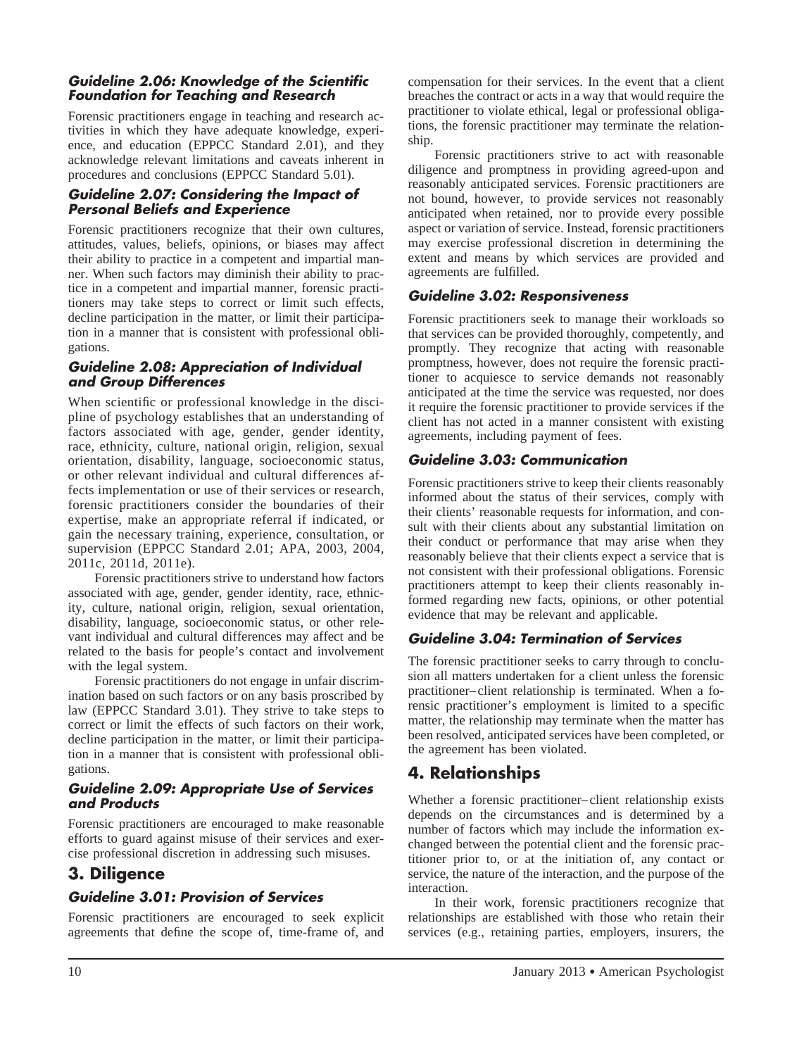### Guideline 2.06: Knowledge of the Scientific Foundation for Teaching and Research

Forensic practitioners engage in teaching and research activities in which they have adequate knowledge, experience, and education (EPPCC Standard 2.01), and they acknowledge relevant limitations and caveats inherent in procedures and conclusions (EPPCC Standard 5.01).

### Guideline 2.07: Considering the Impact of Personal Beliefs and Experience

Forensic practitioners recognize that their own cultures, attitudes, values, beliefs, opinions, or biases may affect their ability to practice in a competent and impartial manner. When such factors may diminish their ability to practice in a competent and impartial manner, forensic practitioners may take steps to correct or limit such effects, decline participation in the matter, or limit their participation in a manner that is consistent with professional obligations.

### Guideline 2.08: Appreciation of Individual and Group Differences

When scientific or professional knowledge in the discipline of psychology establishes that an understanding of factors associated with age, gender, gender identity, race, ethnicity, culture, national origin, religion, sexual orientation, disability, language, socioeconomic status, or other relevant individual and cultural differences affects implementation or use of their services or research, forensic practitioners consider the boundaries of their expertise, make an appropriate referral if indicated, or gain the necessary training, experience, consultation, or supervision (EPPCC Standard 2.01; APA, 2003, 2004, 2011c, 2011d, 2011e).

Forensic practitioners strive to understand how factors associated with age, gender, gender identity, race, ethnicity, culture, national origin, religion, sexual orientation, disability, language, socioeconomic status, or other relevant individual and cultural differences may affect and be related to the basis for people's contact and involvement with the legal system.

Forensic practitioners do not engage in unfair discrimination based on such factors or on any basis proscribed by law (EPPCC Standard 3.01). They strive to take steps to correct or limit the effects of such factors on their work, decline participation in the matter, or limit their participation in a manner that is consistent with professional obligations.

### Guideline 2.09: Appropriate Use of Services and Products

Forensic practitioners are encouraged to make reasonable efforts to guard against misuse of their services and exercise professional discretion in addressing such misuses.

## 3. Diligence

### Guideline 3.01: Provision of Services

Forensic practitioners are encouraged to seek explicit agreements that define the scope of, time-frame of, and compensation for their services. In the event that a client breaches the contract or acts in a way that would require the practitioner to violate ethical, legal or professional obligations, the forensic practitioner may terminate the relationship.

Forensic practitioners strive to act with reasonable diligence and promptness in providing agreed-upon and reasonably anticipated services. Forensic practitioners are not bound, however, to provide services not reasonably anticipated when retained, nor to provide every possible aspect or variation of service. Instead, forensic practitioners may exercise professional discretion in determining the extent and means by which services are provided and agreements are fulfilled.

### Guideline 3.02: Responsiveness

Forensic practitioners seek to manage their workloads so that services can be provided thoroughly, competently, and promptly. They recognize that acting with reasonable promptness, however, does not require the forensic practitioner to acquiesce to service demands not reasonably anticipated at the time the service was requested, nor does it require the forensic practitioner to provide services if the client has not acted in a manner consistent with existing agreements, including payment of fees.

### Guideline 3.03: Communication

Forensic practitioners strive to keep their clients reasonably informed about the status of their services, comply with their clients' reasonable requests for information, and consult with their clients about any substantial limitation on their conduct or performance that may arise when they reasonably believe that their clients expect a service that is not consistent with their professional obligations. Forensic practitioners attempt to keep their clients reasonably informed regarding new facts, opinions, or other potential evidence that may be relevant and applicable.

### Guideline 3.04: Termination of Services

The forensic practitioner seeks to carry through to conclusion all matters undertaken for a client unless the forensic practitioner–client relationship is terminated. When a forensic practitioner's employment is limited to a specific matter, the relationship may terminate when the matter has been resolved, anticipated services have been completed, or the agreement has been violated.

## 4. Relationships

Whether a forensic practitioner–client relationship exists depends on the circumstances and is determined by a number of factors which may include the information exchanged between the potential client and the forensic practitioner prior to, or at the initiation of, any contact or service, the nature of the interaction, and the purpose of the interaction.

In their work, forensic practitioners recognize that relationships are established with those who retain their services (e.g., retaining parties, employers, insurers, the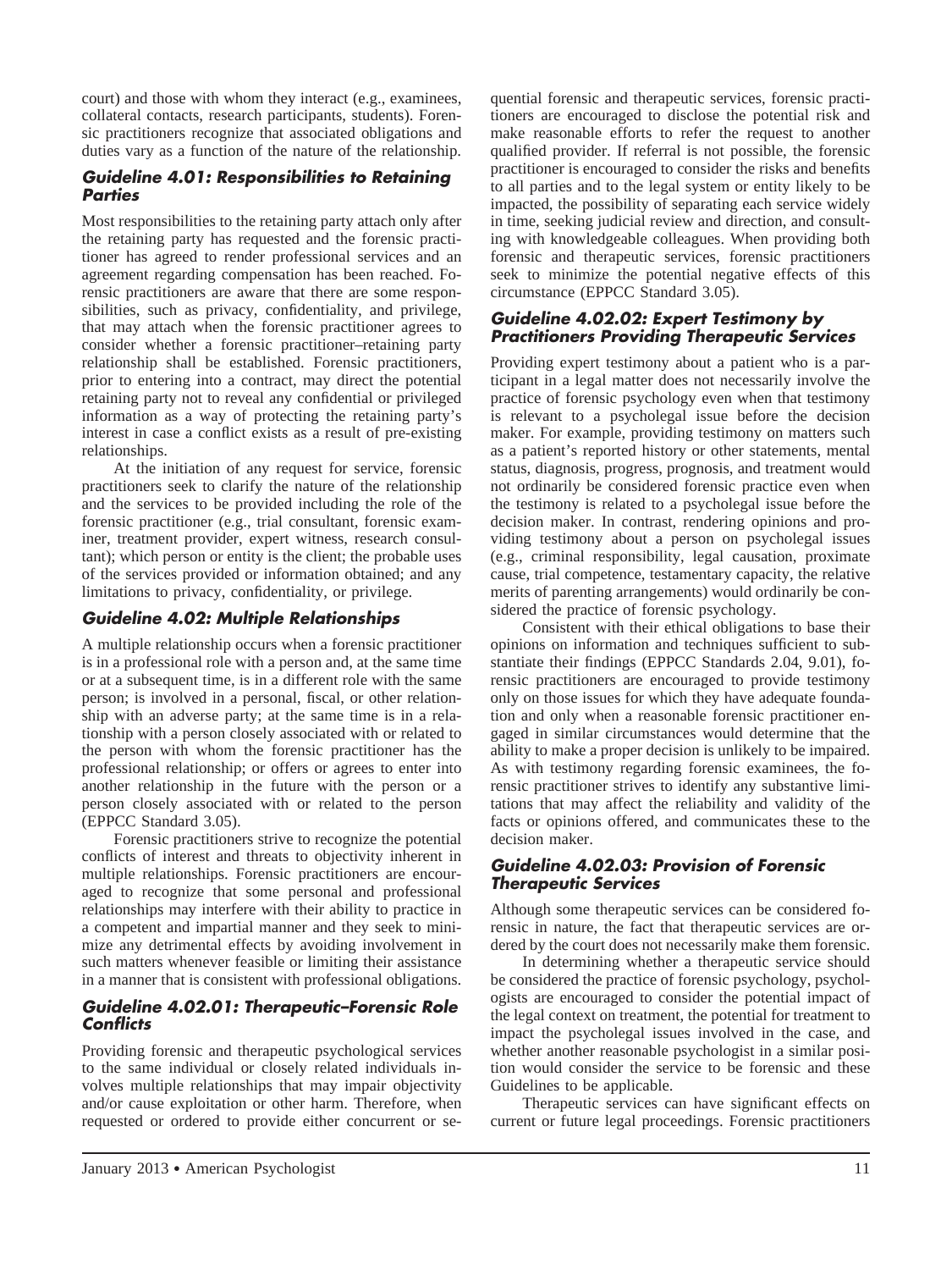court) and those with whom they interact (e.g., examinees, collateral contacts, research participants, students). Forensic practitioners recognize that associated obligations and duties vary as a function of the nature of the relationship.

### Guideline 4.01: Responsibilities to Retaining Parties

Most responsibilities to the retaining party attach only after the retaining party has requested and the forensic practitioner has agreed to render professional services and an agreement regarding compensation has been reached. Forensic practitioners are aware that there are some responsibilities, such as privacy, confidentiality, and privilege, that may attach when the forensic practitioner agrees to consider whether a forensic practitioner–retaining party relationship shall be established. Forensic practitioners, prior to entering into a contract, may direct the potential retaining party not to reveal any confidential or privileged information as a way of protecting the retaining party's interest in case a conflict exists as a result of pre-existing relationships.

At the initiation of any request for service, forensic practitioners seek to clarify the nature of the relationship and the services to be provided including the role of the forensic practitioner (e.g., trial consultant, forensic examiner, treatment provider, expert witness, research consultant); which person or entity is the client; the probable uses of the services provided or information obtained; and any limitations to privacy, confidentiality, or privilege.

### Guideline 4.02: Multiple Relationships

A multiple relationship occurs when a forensic practitioner is in a professional role with a person and, at the same time or at a subsequent time, is in a different role with the same person; is involved in a personal, fiscal, or other relationship with an adverse party; at the same time is in a relationship with a person closely associated with or related to the person with whom the forensic practitioner has the professional relationship; or offers or agrees to enter into another relationship in the future with the person or a person closely associated with or related to the person (EPPCC Standard 3.05).

Forensic practitioners strive to recognize the potential conflicts of interest and threats to objectivity inherent in multiple relationships. Forensic practitioners are encouraged to recognize that some personal and professional relationships may interfere with their ability to practice in a competent and impartial manner and they seek to minimize any detrimental effects by avoiding involvement in such matters whenever feasible or limiting their assistance in a manner that is consistent with professional obligations.

### Guideline 4.02.01: Therapeutic–Forensic Role Conflicts

Providing forensic and therapeutic psychological services to the same individual or closely related individuals involves multiple relationships that may impair objectivity and/or cause exploitation or other harm. Therefore, when requested or ordered to provide either concurrent or sequential forensic and therapeutic services, forensic practitioners are encouraged to disclose the potential risk and make reasonable efforts to refer the request to another qualified provider. If referral is not possible, the forensic practitioner is encouraged to consider the risks and benefits to all parties and to the legal system or entity likely to be impacted, the possibility of separating each service widely in time, seeking judicial review and direction, and consulting with knowledgeable colleagues. When providing both forensic and therapeutic services, forensic practitioners seek to minimize the potential negative effects of this circumstance (EPPCC Standard 3.05).

### Guideline 4.02.02: Expert Testimony by Practitioners Providing Therapeutic Services

Providing expert testimony about a patient who is a participant in a legal matter does not necessarily involve the practice of forensic psychology even when that testimony is relevant to a psycholegal issue before the decision maker. For example, providing testimony on matters such as a patient's reported history or other statements, mental status, diagnosis, progress, prognosis, and treatment would not ordinarily be considered forensic practice even when the testimony is related to a psycholegal issue before the decision maker. In contrast, rendering opinions and providing testimony about a person on psycholegal issues (e.g., criminal responsibility, legal causation, proximate cause, trial competence, testamentary capacity, the relative merits of parenting arrangements) would ordinarily be considered the practice of forensic psychology.

Consistent with their ethical obligations to base their opinions on information and techniques sufficient to substantiate their findings (EPPCC Standards 2.04, 9.01), forensic practitioners are encouraged to provide testimony only on those issues for which they have adequate foundation and only when a reasonable forensic practitioner engaged in similar circumstances would determine that the ability to make a proper decision is unlikely to be impaired. As with testimony regarding forensic examinees, the forensic practitioner strives to identify any substantive limitations that may affect the reliability and validity of the facts or opinions offered, and communicates these to the decision maker.

### Guideline 4.02.03: Provision of Forensic Therapeutic Services

Although some therapeutic services can be considered forensic in nature, the fact that therapeutic services are ordered by the court does not necessarily make them forensic.

In determining whether a therapeutic service should be considered the practice of forensic psychology, psychologists are encouraged to consider the potential impact of the legal context on treatment, the potential for treatment to impact the psycholegal issues involved in the case, and whether another reasonable psychologist in a similar position would consider the service to be forensic and these Guidelines to be applicable.

Therapeutic services can have significant effects on current or future legal proceedings. Forensic practitioners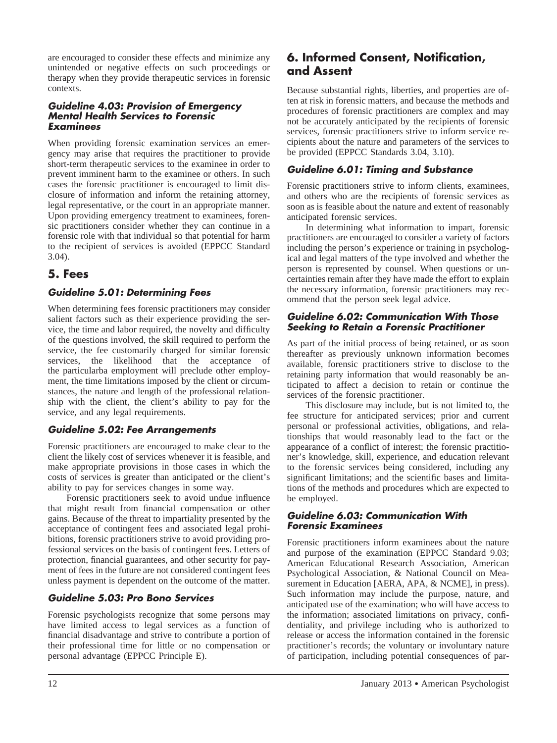are encouraged to consider these effects and minimize any unintended or negative effects on such proceedings or therapy when they provide therapeutic services in forensic contexts.

### *Guideline 4.03: Provision of Emergency Mental Health Services to Forensic Examinees*

When providing forensic examination services an emergency may arise that requires the practitioner to provide short-term therapeutic services to the examinee in order to prevent imminent harm to the examinee or others. In such cases the forensic practitioner is encouraged to limit disclosure of information and inform the retaining attorney, legal representative, or the court in an appropriate manner. Upon providing emergency treatment to examinees, forensic practitioners consider whether they can continue in a forensic role with that individual so that potential for harm to the recipient of services is avoided (EPPCC Standard 3.04).

## 5. Fees

### *Guideline 5.01: Determining Fees*

When determining fees forensic practitioners may consider salient factors such as their experience providing the service, the time and labor required, the novelty and difficulty of the questions involved, the skill required to perform the service, the fee customarily charged for similar forensic services, the likelihood that the acceptance of the particularba employment will preclude other employment, the time limitations imposed by the client or circumstances, the nature and length of the professional relationship with the client, the client's ability to pay for the service, and any legal requirements.

### *Guideline 5.02: Fee Arrangements*

Forensic practitioners are encouraged to make clear to the client the likely cost of services whenever it is feasible, and make appropriate provisions in those cases in which the costs of services is greater than anticipated or the client's ability to pay for services changes in some way.

Forensic practitioners seek to avoid undue influence that might result from financial compensation or other gains. Because of the threat to impartiality presented by the acceptance of contingent fees and associated legal prohibitions, forensic practitioners strive to avoid providing professional services on the basis of contingent fees. Letters of protection, financial guarantees, and other security for payment of fees in the future are not considered contingent fees unless payment is dependent on the outcome of the matter.

### *Guideline 5.03: Pro Bono Services*

Forensic psychologists recognize that some persons may have limited access to legal services as a function of financial disadvantage and strive to contribute a portion of their professional time for little or no compensation or personal advantage (EPPCC Principle E).

## 6. Informed Consent, Notification, and Assent

Because substantial rights, liberties, and properties are often at risk in forensic matters, and because the methods and procedures of forensic practitioners are complex and may not be accurately anticipated by the recipients of forensic services, forensic practitioners strive to inform service recipients about the nature and parameters of the services to be provided (EPPCC Standards 3.04, 3.10).

### *Guideline 6.01: Timing and Substance*

Forensic practitioners strive to inform clients, examinees, and others who are the recipients of forensic services as soon as is feasible about the nature and extent of reasonably anticipated forensic services.

In determining what information to impart, forensic practitioners are encouraged to consider a variety of factors including the person's experience or training in psychological and legal matters of the type involved and whether the person is represented by counsel. When questions or uncertainties remain after they have made the effort to explain the necessary information, forensic practitioners may recommend that the person seek legal advice.

### *Guideline 6.02: Communication With Those Seeking to Retain a Forensic Practitioner*

As part of the initial process of being retained, or as soon thereafter as previously unknown information becomes available, forensic practitioners strive to disclose to the retaining party information that would reasonably be anticipated to affect a decision to retain or continue the services of the forensic practitioner.

This disclosure may include, but is not limited to, the fee structure for anticipated services; prior and current personal or professional activities, obligations, and relationships that would reasonably lead to the fact or the appearance of a conflict of interest; the forensic practitioner's knowledge, skill, experience, and education relevant to the forensic services being considered, including any significant limitations; and the scientific bases and limitations of the methods and procedures which are expected to be employed.

### *Guideline 6.03: Communication With Forensic Examinees*

Forensic practitioners inform examinees about the nature and purpose of the examination (EPPCC Standard 9.03; American Educational Research Association, American Psychological Association, & National Council on Measurement in Education [AERA, APA, & NCME], in press). Such information may include the purpose, nature, and anticipated use of the examination; who will have access to the information; associated limitations on privacy, confidentiality, and privilege including who is authorized to release or access the information contained in the forensic practitioner's records; the voluntary or involuntary nature of participation, including potential consequences of par-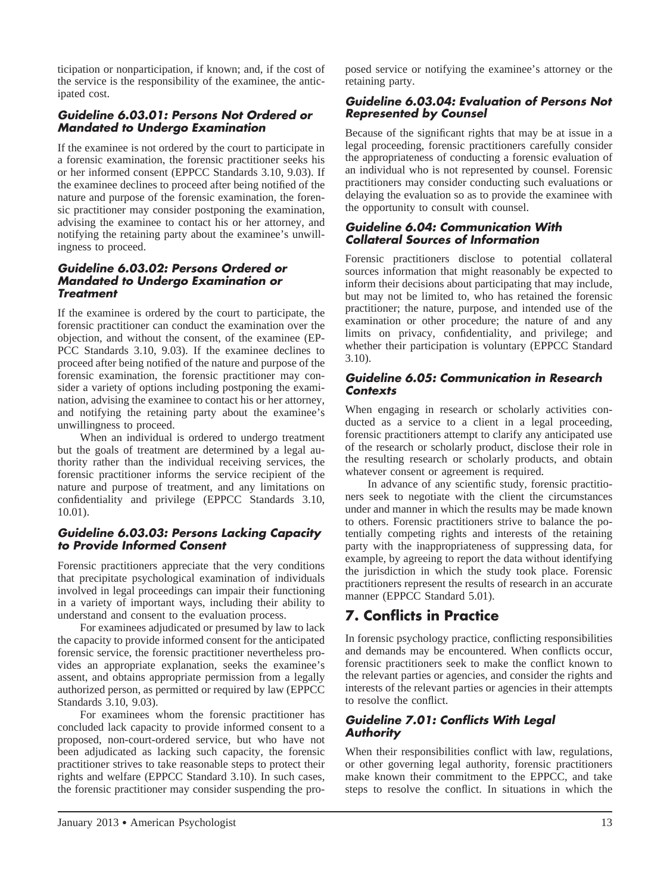ticipation or nonparticipation, if known; and, if the cost of the service is the responsibility of the examinee, the anticipated cost.

#### Guideline 6.03.01: Persons Not Ordered or Mandated to Undergo Examination

If the examinee is not ordered by the court to participate in a forensic examination, the forensic practitioner seeks his or her informed consent (EPPCC Standards 3.10, 9.03). If the examinee declines to proceed after being notified of the nature and purpose of the forensic examination, the forensic practitioner may consider postponing the examination, advising the examinee to contact his or her attorney, and notifying the retaining party about the examinee's unwillingness to proceed.

#### Guideline 6.03.02: Persons Ordered or Mandated to Undergo Examination or Treatment

If the examinee is ordered by the court to participate, the forensic practitioner can conduct the examination over the objection, and without the consent, of the examinee (EPPCC Standards 3.10, 9.03). If the examinee declines to proceed after being notified of the nature and purpose of the forensic examination, the forensic practitioner may consider a variety of options including postponing the examination, advising the examinee to contact his or her attorney, and notifying the retaining party about the examinee's unwillingness to proceed.

When an individual is ordered to undergo treatment but the goals of treatment are determined by a legal authority rather than the individual receiving services, the forensic practitioner informs the service recipient of the nature and purpose of treatment, and any limitations on confidentiality and privilege (EPPCC Standards 3.10, 10.01).

#### Guideline 6.03.03: Persons Lacking Capacity to Provide Informed Consent

Forensic practitioners appreciate that the very conditions that precipitate psychological examination of individuals involved in legal proceedings can impair their functioning in a variety of important ways, including their ability to understand and consent to the evaluation process.

For examinees adjudicated or presumed by law to lack the capacity to provide informed consent for the anticipated forensic service, the forensic practitioner nevertheless provides an appropriate explanation, seeks the examinee's assent, and obtains appropriate permission from a legally authorized person, as permitted or required by law (EPPCC Standards 3.10, 9.03).

For examinees whom the forensic practitioner has concluded lack capacity to provide informed consent to a proposed, non-court-ordered service, but who have not been adjudicated as lacking such capacity, the forensic practitioner strives to take reasonable steps to protect their rights and welfare (EPPCC Standard 3.10). In such cases, the forensic practitioner may consider suspending the proposed service or notifying the examinee's attorney or the retaining party.

#### Guideline 6.03.04: Evaluation of Persons Not Represented by Counsel

Because of the significant rights that may be at issue in a legal proceeding, forensic practitioners carefully consider the appropriateness of conducting a forensic evaluation of an individual who is not represented by counsel. Forensic practitioners may consider conducting such evaluations or delaying the evaluation so as to provide the examinee with the opportunity to consult with counsel.

#### Guideline 6.04: Communication With Collateral Sources of Information

Forensic practitioners disclose to potential collateral sources information that might reasonably be expected to inform their decisions about participating that may include, but may not be limited to, who has retained the forensic practitioner; the nature, purpose, and intended use of the examination or other procedure; the nature of and any limits on privacy, confidentiality, and privilege; and whether their participation is voluntary (EPPCC Standard 3.10).

#### Guideline 6.05: Communication in Research Contexts

When engaging in research or scholarly activities conducted as a service to a client in a legal proceeding, forensic practitioners attempt to clarify any anticipated use of the research or scholarly product, disclose their role in the resulting research or scholarly products, and obtain whatever consent or agreement is required.

In advance of any scientific study, forensic practitioners seek to negotiate with the client the circumstances under and manner in which the results may be made known to others. Forensic practitioners strive to balance the potentially competing rights and interests of the retaining party with the inappropriateness of suppressing data, for example, by agreeing to report the data without identifying the jurisdiction in which the study took place. Forensic practitioners represent the results of research in an accurate manner (EPPCC Standard 5.01).

## 7. Conflicts in Practice

In forensic psychology practice, conflicting responsibilities and demands may be encountered. When conflicts occur, forensic practitioners seek to make the conflict known to the relevant parties or agencies, and consider the rights and interests of the relevant parties or agencies in their attempts to resolve the conflict.

#### Guideline 7.01: Conflicts With Legal Authority

When their responsibilities conflict with law, regulations, or other governing legal authority, forensic practitioners make known their commitment to the EPPCC, and take steps to resolve the conflict. In situations in which the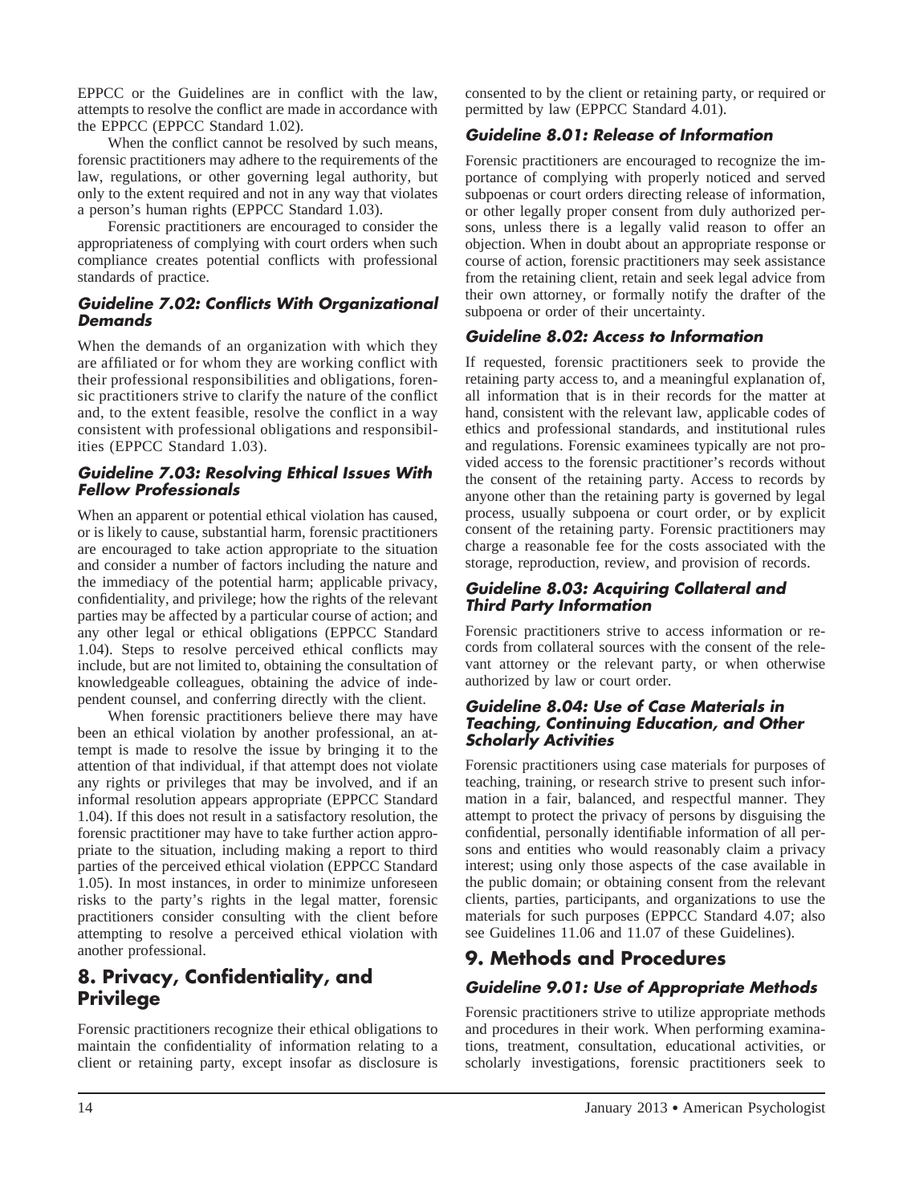EPPCC or the Guidelines are in conflict with the law, attempts to resolve the conflict are made in accordance with the EPPCC (EPPCC Standard 1.02).

When the conflict cannot be resolved by such means, forensic practitioners may adhere to the requirements of the law, regulations, or other governing legal authority, but only to the extent required and not in any way that violates a person's human rights (EPPCC Standard 1.03).

Forensic practitioners are encouraged to consider the appropriateness of complying with court orders when such compliance creates potential conflicts with professional standards of practice.

### Guideline 7.02: Conflicts With Organizational Demands

When the demands of an organization with which they are affiliated or for whom they are working conflict with their professional responsibilities and obligations, forensic practitioners strive to clarify the nature of the conflict and, to the extent feasible, resolve the conflict in a way consistent with professional obligations and responsibilities (EPPCC Standard 1.03).

### Guideline 7.03: Resolving Ethical Issues With Fellow Professionals

When an apparent or potential ethical violation has caused, or is likely to cause, substantial harm, forensic practitioners are encouraged to take action appropriate to the situation and consider a number of factors including the nature and the immediacy of the potential harm; applicable privacy, confidentiality, and privilege; how the rights of the relevant parties may be affected by a particular course of action; and any other legal or ethical obligations (EPPCC Standard 1.04). Steps to resolve perceived ethical conflicts may include, but are not limited to, obtaining the consultation of knowledgeable colleagues, obtaining the advice of independent counsel, and conferring directly with the client.

When forensic practitioners believe there may have been an ethical violation by another professional, an attempt is made to resolve the issue by bringing it to the attention of that individual, if that attempt does not violate any rights or privileges that may be involved, and if an informal resolution appears appropriate (EPPCC Standard 1.04). If this does not result in a satisfactory resolution, the forensic practitioner may have to take further action appropriate to the situation, including making a report to third parties of the perceived ethical violation (EPPCC Standard 1.05). In most instances, in order to minimize unforeseen risks to the party's rights in the legal matter, forensic practitioners consider consulting with the client before attempting to resolve a perceived ethical violation with another professional.

## 8. Privacy, Confidentiality, and Privilege

Forensic practitioners recognize their ethical obligations to maintain the confidentiality of information relating to a client or retaining party, except insofar as disclosure is consented to by the client or retaining party, or required or permitted by law (EPPCC Standard 4.01).

### Guideline 8.01: Release of Information

Forensic practitioners are encouraged to recognize the importance of complying with properly noticed and served subpoenas or court orders directing release of information, or other legally proper consent from duly authorized persons, unless there is a legally valid reason to offer an objection. When in doubt about an appropriate response or course of action, forensic practitioners may seek assistance from the retaining client, retain and seek legal advice from their own attorney, or formally notify the drafter of the subpoena or order of their uncertainty.

### Guideline 8.02: Access to Information

If requested, forensic practitioners seek to provide the retaining party access to, and a meaningful explanation of, all information that is in their records for the matter at hand, consistent with the relevant law, applicable codes of ethics and professional standards, and institutional rules and regulations. Forensic examinees typically are not provided access to the forensic practitioner's records without the consent of the retaining party. Access to records by anyone other than the retaining party is governed by legal process, usually subpoena or court order, or by explicit consent of the retaining party. Forensic practitioners may charge a reasonable fee for the costs associated with the storage, reproduction, review, and provision of records.

### Guideline 8.03: Acquiring Collateral and Third Party Information

Forensic practitioners strive to access information or records from collateral sources with the consent of the relevant attorney or the relevant party, or when otherwise authorized by law or court order.

### Guideline 8.04: Use of Case Materials in Teaching, Continuing Education, and Other Scholarly Activities

Forensic practitioners using case materials for purposes of teaching, training, or research strive to present such information in a fair, balanced, and respectful manner. They attempt to protect the privacy of persons by disguising the confidential, personally identifiable information of all persons and entities who would reasonably claim a privacy interest; using only those aspects of the case available in the public domain; or obtaining consent from the relevant clients, parties, participants, and organizations to use the materials for such purposes (EPPCC Standard 4.07; also see Guidelines 11.06 and 11.07 of these Guidelines).

## 9. Methods and Procedures

### Guideline 9.01: Use of Appropriate Methods

Forensic practitioners strive to utilize appropriate methods and procedures in their work. When performing examinations, treatment, consultation, educational activities, or scholarly investigations, forensic practitioners seek to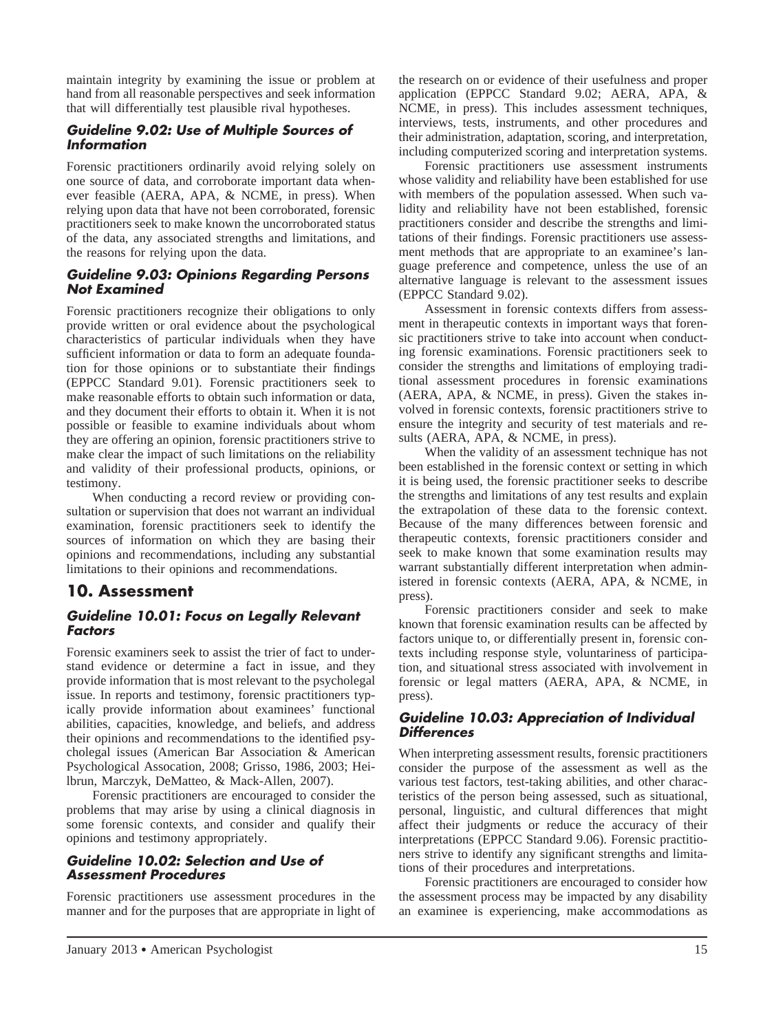maintain integrity by examining the issue or problem at hand from all reasonable perspectives and seek information that will differentially test plausible rival hypotheses.

### *Guideline 9.02: Use of Multiple Sources of Information*

Forensic practitioners ordinarily avoid relying solely on one source of data, and corroborate important data whenever feasible (AERA, APA, & NCME, in press). When relying upon data that have not been corroborated, forensic practitioners seek to make known the uncorroborated status of the data, any associated strengths and limitations, and the reasons for relying upon the data.

### *Guideline 9.03: Opinions Regarding Persons Not Examined*

Forensic practitioners recognize their obligations to only provide written or oral evidence about the psychological characteristics of particular individuals when they have sufficient information or data to form an adequate foundation for those opinions or to substantiate their findings (EPPCC Standard 9.01). Forensic practitioners seek to make reasonable efforts to obtain such information or data, and they document their efforts to obtain it. When it is not possible or feasible to examine individuals about whom they are offering an opinion, forensic practitioners strive to make clear the impact of such limitations on the reliability and validity of their professional products, opinions, or testimony.

When conducting a record review or providing consultation or supervision that does not warrant an individual examination, forensic practitioners seek to identify the sources of information on which they are basing their opinions and recommendations, including any substantial limitations to their opinions and recommendations.

## 10. Assessment

### *Guideline 10.01: Focus on Legally Relevant Factors*

Forensic examiners seek to assist the trier of fact to understand evidence or determine a fact in issue, and they provide information that is most relevant to the psycholegal issue. In reports and testimony, forensic practitioners typically provide information about examinees' functional abilities, capacities, knowledge, and beliefs, and address their opinions and recommendations to the identified psycholegal issues (American Bar Association & American Psychological Assocation, 2008; Grisso, 1986, 2003; Heilbrun, Marczyk, DeMatteo, & Mack-Allen, 2007).

Forensic practitioners are encouraged to consider the problems that may arise by using a clinical diagnosis in some forensic contexts, and consider and qualify their opinions and testimony appropriately.

### *Guideline 10.02: Selection and Use of Assessment Procedures*

Forensic practitioners use assessment procedures in the manner and for the purposes that are appropriate in light of the research on or evidence of their usefulness and proper application (EPPCC Standard 9.02; AERA, APA, & NCME, in press). This includes assessment techniques, interviews, tests, instruments, and other procedures and their administration, adaptation, scoring, and interpretation, including computerized scoring and interpretation systems.

Forensic practitioners use assessment instruments whose validity and reliability have been established for use with members of the population assessed. When such validity and reliability have not been established, forensic practitioners consider and describe the strengths and limitations of their findings. Forensic practitioners use assessment methods that are appropriate to an examinee's language preference and competence, unless the use of an alternative language is relevant to the assessment issues (EPPCC Standard 9.02).

Assessment in forensic contexts differs from assessment in therapeutic contexts in important ways that forensic practitioners strive to take into account when conducting forensic examinations. Forensic practitioners seek to consider the strengths and limitations of employing traditional assessment procedures in forensic examinations (AERA, APA, & NCME, in press). Given the stakes involved in forensic contexts, forensic practitioners strive to ensure the integrity and security of test materials and results (AERA, APA, & NCME, in press).

When the validity of an assessment technique has not been established in the forensic context or setting in which it is being used, the forensic practitioner seeks to describe the strengths and limitations of any test results and explain the extrapolation of these data to the forensic context. Because of the many differences between forensic and therapeutic contexts, forensic practitioners consider and seek to make known that some examination results may warrant substantially different interpretation when administered in forensic contexts (AERA, APA, & NCME, in press).

Forensic practitioners consider and seek to make known that forensic examination results can be affected by factors unique to, or differentially present in, forensic contexts including response style, voluntariness of participation, and situational stress associated with involvement in forensic or legal matters (AERA, APA, & NCME, in press).

### *Guideline 10.03: Appreciation of Individual Differences*

When interpreting assessment results, forensic practitioners consider the purpose of the assessment as well as the various test factors, test-taking abilities, and other characteristics of the person being assessed, such as situational, personal, linguistic, and cultural differences that might affect their judgments or reduce the accuracy of their interpretations (EPPCC Standard 9.06). Forensic practitioners strive to identify any significant strengths and limitations of their procedures and interpretations.

Forensic practitioners are encouraged to consider how the assessment process may be impacted by any disability an examinee is experiencing, make accommodations as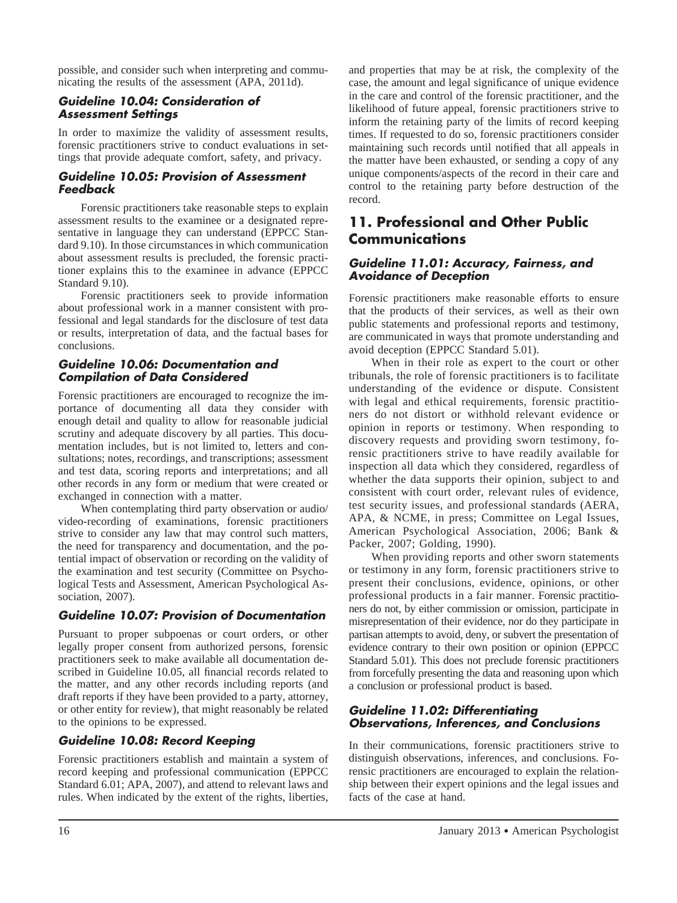possible, and consider such when interpreting and communicating the results of the assessment (APA, 2011d).

### *Guideline 10.04: Consideration of Assessment Settings*

In order to maximize the validity of assessment results, forensic practitioners strive to conduct evaluations in settings that provide adequate comfort, safety, and privacy.

### *Guideline 10.05: Provision of Assessment Feedback*

Forensic practitioners take reasonable steps to explain assessment results to the examinee or a designated representative in language they can understand (EPPCC Standard 9.10). In those circumstances in which communication about assessment results is precluded, the forensic practitioner explains this to the examinee in advance (EPPCC Standard 9.10).

Forensic practitioners seek to provide information about professional work in a manner consistent with professional and legal standards for the disclosure of test data or results, interpretation of data, and the factual bases for conclusions.

### *Guideline 10.06: Documentation and Compilation of Data Considered*

Forensic practitioners are encouraged to recognize the importance of documenting all data they consider with enough detail and quality to allow for reasonable judicial scrutiny and adequate discovery by all parties. This documentation includes, but is not limited to, letters and consultations; notes, recordings, and transcriptions; assessment and test data, scoring reports and interpretations; and all other records in any form or medium that were created or exchanged in connection with a matter.

When contemplating third party observation or audio/video-recording of examinations, forensic practitioners strive to consider any law that may control such matters, the need for transparency and documentation, and the potential impact of observation or recording on the validity of the examination and test security (Committee on Psychological Tests and Assessment, American Psychological Association, 2007).

### *Guideline 10.07: Provision of Documentation*

Pursuant to proper subpoenas or court orders, or other legally proper consent from authorized persons, forensic practitioners seek to make available all documentation described in Guideline 10.05, all financial records related to the matter, and any other records including reports (and draft reports if they have been provided to a party, attorney, or other entity for review), that might reasonably be related to the opinions to be expressed.

### *Guideline 10.08: Record Keeping*

Forensic practitioners establish and maintain a system of record keeping and professional communication (EPPCC Standard 6.01; APA, 2007), and attend to relevant laws and rules. When indicated by the extent of the rights, liberties, and properties that may be at risk, the complexity of the case, the amount and legal significance of unique evidence in the care and control of the forensic practitioner, and the likelihood of future appeal, forensic practitioners strive to inform the retaining party of the limits of record keeping times. If requested to do so, forensic practitioners consider maintaining such records until notified that all appeals in the matter have been exhausted, or sending a copy of any unique components/aspects of the record in their care and control to the retaining party before destruction of the record.

## 11. Professional and Other Public Communications

### *Guideline 11.01: Accuracy, Fairness, and Avoidance of Deception*

Forensic practitioners make reasonable efforts to ensure that the products of their services, as well as their own public statements and professional reports and testimony, are communicated in ways that promote understanding and avoid deception (EPPCC Standard 5.01).

When in their role as expert to the court or other tribunals, the role of forensic practitioners is to facilitate understanding of the evidence or dispute. Consistent with legal and ethical requirements, forensic practitioners do not distort or withhold relevant evidence or opinion in reports or testimony. When responding to discovery requests and providing sworn testimony, forensic practitioners strive to have readily available for inspection all data which they considered, regardless of whether the data supports their opinion, subject to and consistent with court order, relevant rules of evidence, test security issues, and professional standards (AERA, APA, & NCME, in press; Committee on Legal Issues, American Psychological Association, 2006; Bank & Packer, 2007; Golding, 1990).

When providing reports and other sworn statements or testimony in any form, forensic practitioners strive to present their conclusions, evidence, opinions, or other professional products in a fair manner. Forensic practitioners do not, by either commission or omission, participate in misrepresentation of their evidence, nor do they participate in partisan attempts to avoid, deny, or subvert the presentation of evidence contrary to their own position or opinion (EPPCC Standard 5.01). This does not preclude forensic practitioners from forcefully presenting the data and reasoning upon which a conclusion or professional product is based.

### *Guideline 11.02: Differentiating Observations, Inferences, and Conclusions*

In their communications, forensic practitioners strive to distinguish observations, inferences, and conclusions. Forensic practitioners are encouraged to explain the relationship between their expert opinions and the legal issues and facts of the case at hand.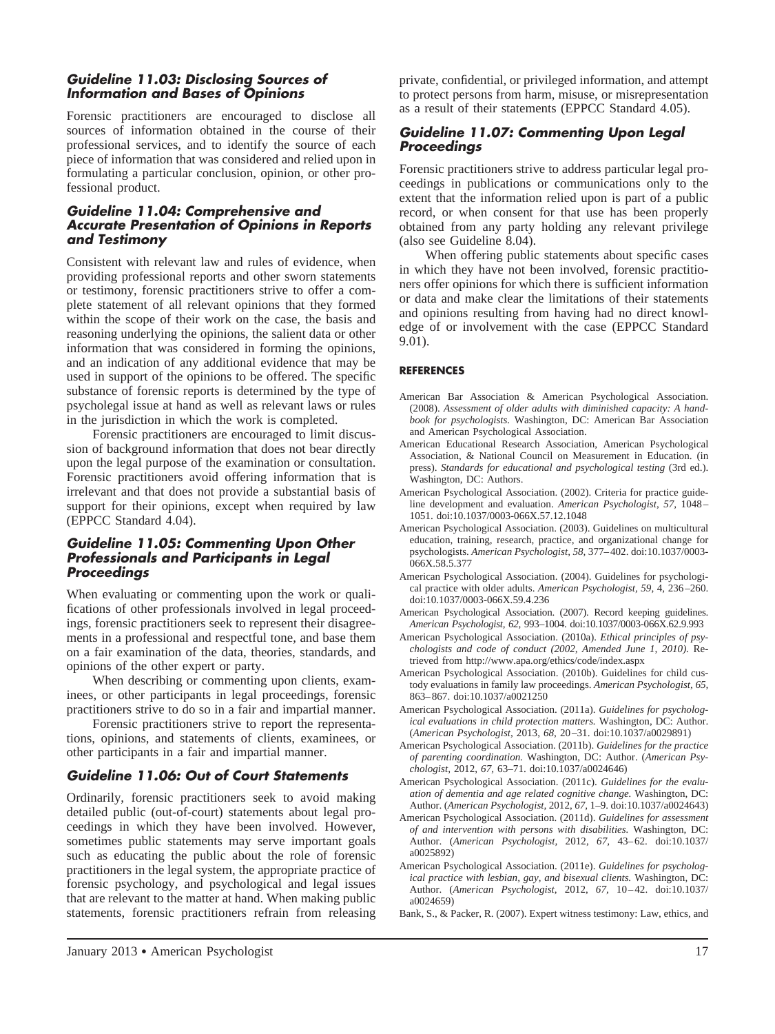### Guideline 11.03: Disclosing Sources of Information and Bases of Opinions

Forensic practitioners are encouraged to disclose all sources of information obtained in the course of their professional services, and to identify the source of each piece of information that was considered and relied upon in formulating a particular conclusion, opinion, or other professional product.

### Guideline 11.04: Comprehensive and Accurate Presentation of Opinions in Reports and Testimony

Consistent with relevant law and rules of evidence, when providing professional reports and other sworn statements or testimony, forensic practitioners strive to offer a complete statement of all relevant opinions that they formed within the scope of their work on the case, the basis and reasoning underlying the opinions, the salient data or other information that was considered in forming the opinions, and an indication of any additional evidence that may be used in support of the opinions to be offered. The specific substance of forensic reports is determined by the type of psycholegal issue at hand as well as relevant laws or rules in the jurisdiction in which the work is completed.

Forensic practitioners are encouraged to limit discussion of background information that does not bear directly upon the legal purpose of the examination or consultation. Forensic practitioners avoid offering information that is irrelevant and that does not provide a substantial basis of support for their opinions, except when required by law (EPPCC Standard 4.04).

### Guideline 11.05: Commenting Upon Other Professionals and Participants in Legal Proceedings

When evaluating or commenting upon the work or qualifications of other professionals involved in legal proceedings, forensic practitioners seek to represent their disagreements in a professional and respectful tone, and base them on a fair examination of the data, theories, standards, and opinions of the other expert or party.

When describing or commenting upon clients, examinees, or other participants in legal proceedings, forensic practitioners strive to do so in a fair and impartial manner.

Forensic practitioners strive to report the representations, opinions, and statements of clients, examinees, or other participants in a fair and impartial manner.

### Guideline 11.06: Out of Court Statements

Ordinarily, forensic practitioners seek to avoid making detailed public (out-of-court) statements about legal proceedings in which they have been involved. However, sometimes public statements may serve important goals such as educating the public about the role of forensic practitioners in the legal system, the appropriate practice of forensic psychology, and psychological and legal issues that are relevant to the matter at hand. When making public statements, forensic practitioners refrain from releasing private, confidential, or privileged information, and attempt to protect persons from harm, misuse, or misrepresentation as a result of their statements (EPPCC Standard 4.05).

### Guideline 11.07: Commenting Upon Legal Proceedings

Forensic practitioners strive to address particular legal proceedings in publications or communications only to the extent that the information relied upon is part of a public record, or when consent for that use has been properly obtained from any party holding any relevant privilege (also see Guideline 8.04).

When offering public statements about specific cases in which they have not been involved, forensic practitioners offer opinions for which there is sufficient information or data and make clear the limitations of their statements and opinions resulting from having had no direct knowledge of or involvement with the case (EPPCC Standard 9.01).

## REFERENCES

American Bar Association & American Psychological Association. (2008). *Assessment of older adults with diminished capacity: A handbook for psychologists.* Washington, DC: American Bar Association and American Psychological Association.

American Educational Research Association, American Psychological Association, & National Council on Measurement in Education. (in press). *Standards for educational and psychological testing* (3rd ed.). Washington, DC: Authors.

American Psychological Association. (2002). Criteria for practice guideline development and evaluation. *American Psychologist, 57,* 1048–1051. doi:10.1037/0003-066X.57.12.1048

American Psychological Association. (2003). Guidelines on multicultural education, training, research, practice, and organizational change for psychologists. *American Psychologist, 58,* 377–402. doi:10.1037/0003-066X.58.5.377

American Psychological Association. (2004). Guidelines for psychological practice with older adults. *American Psychologist, 59,* 4, 236–260. doi:10.1037/0003-066X.59.4.236

American Psychological Association. (2007). Record keeping guidelines. *American Psychologist, 62,* 993–1004. doi:10.1037/0003-066X.62.9.993

American Psychological Association. (2010a). *Ethical principles of psychologists and code of conduct (2002, Amended June 1, 2010).* Retrieved from http://www.apa.org/ethics/code/index.aspx

American Psychological Association. (2010b). Guidelines for child custody evaluations in family law proceedings. *American Psychologist, 65,* 863–867. doi:10.1037/a0021250

American Psychological Association. (2011a). *Guidelines for psychological evaluations in child protection matters.* Washington, DC: Author. (*American Psychologist,* 2013, *68,* 20–31. doi:10.1037/a0029891)

American Psychological Association. (2011b). *Guidelines for the practice of parenting coordination.* Washington, DC: Author. (*American Psychologist,* 2012, *67,* 63–71. doi:10.1037/a0024646)

American Psychological Association. (2011c). *Guidelines for the evaluation of dementia and age related cognitive change.* Washington, DC: Author. (*American Psychologist,* 2012, *67,* 1–9. doi:10.1037/a0024643)

American Psychological Association. (2011d). *Guidelines for assessment of and intervention with persons with disabilities.* Washington, DC: Author. (*American Psychologist,* 2012, *67,* 43–62. doi:10.1037/a0025892)

American Psychological Association. (2011e). *Guidelines for psychological practice with lesbian, gay, and bisexual clients.* Washington, DC: Author. (*American Psychologist,* 2012, *67,* 10–42. doi:10.1037/a0024659)

Bank, S., & Packer, R. (2007). Expert witness testimony: Law, ethics, and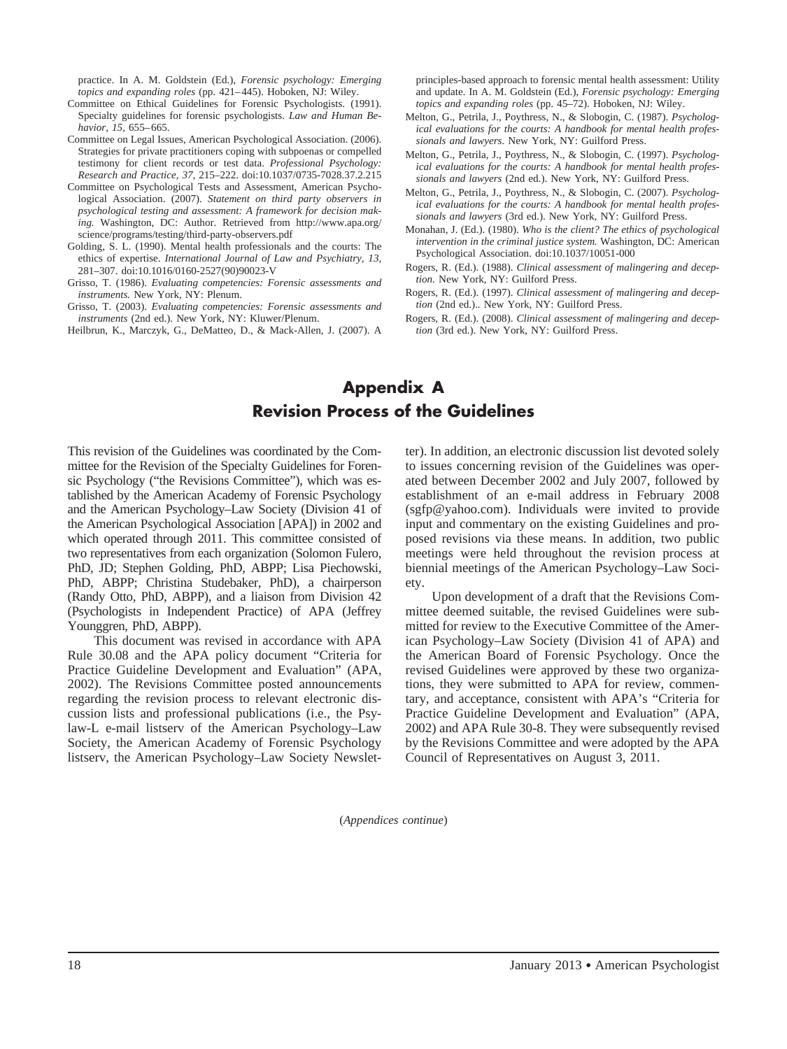practice. In A. M. Goldstein (Ed.), *Forensic psychology: Emerging topics and expanding roles* (pp. 421–445). Hoboken, NJ: Wiley.

Committee on Ethical Guidelines for Forensic Psychologists. (1991). Specialty guidelines for forensic psychologists. *Law and Human Behavior, 15*, 655–665.

Committee on Legal Issues, American Psychological Association. (2006). Strategies for private practitioners coping with subpoenas or compelled testimony for client records or test data. *Professional Psychology: Research and Practice, 37*, 215–222. doi:10.1037/0735-7028.37.2.215

Committee on Psychological Tests and Assessment, American Psychological Association. (2007). *Statement on third party observers in psychological testing and assessment: A framework for decision making.* Washington, DC: Author. Retrieved from http://www.apa.org/science/programs/testing/third-party-observers.pdf

Golding, S. L. (1990). Mental health professionals and the courts: The ethics of expertise. *International Journal of Law and Psychiatry, 13*, 281–307. doi:10.1016/0160-2527(90)90023-V

Grisso, T. (1986). *Evaluating competencies: Forensic assessments and instruments.* New York, NY: Plenum.

Grisso, T. (2003). *Evaluating competencies: Forensic assessments and instruments* (2nd ed.). New York, NY: Kluwer/Plenum.

Heilbrun, K., Marczyk, G., DeMatteo, D., & Mack-Allen, J. (2007). A principles-based approach to forensic mental health assessment: Utility and update. In A. M. Goldstein (Ed.), *Forensic psychology: Emerging topics and expanding roles* (pp. 45–72). Hoboken, NJ: Wiley.

Melton, G., Petrila, J., Poythress, N., & Slobogin, C. (1987). *Psychological evaluations for the courts: A handbook for mental health professionals and lawyers.* New York, NY: Guilford Press.

Melton, G., Petrila, J., Poythress, N., & Slobogin, C. (1997). *Psychological evaluations for the courts: A handbook for mental health professionals and lawyers* (2nd ed.). New York, NY: Guilford Press.

Melton, G., Petrila, J., Poythress, N., & Slobogin, C. (2007). *Psychological evaluations for the courts: A handbook for mental health professionals and lawyers* (3rd ed.). New York, NY: Guilford Press.

Monahan, J. (Ed.). (1980). *Who is the client? The ethics of psychological intervention in the criminal justice system.* Washington, DC: American Psychological Association. doi:10.1037/10051-000

Rogers, R. (Ed.). (1988). *Clinical assessment of malingering and deception.* New York, NY: Guilford Press.

Rogers, R. (Ed.). (1997). *Clinical assessment of malingering and deception* (2nd ed.).. New York, NY: Guilford Press.

Rogers, R. (Ed.). (2008). *Clinical assessment of malingering and deception* (3rd ed.). New York, NY: Guilford Press.

# Appendix A
## Revision Process of the Guidelines

This revision of the Guidelines was coordinated by the Committee for the Revision of the Specialty Guidelines for Forensic Psychology ("the Revisions Committee"), which was established by the American Academy of Forensic Psychology and the American Psychology–Law Society (Division 41 of the American Psychological Association [APA]) in 2002 and which operated through 2011. This committee consisted of two representatives from each organization (Solomon Fulero, PhD, JD; Stephen Golding, PhD, ABPP; Lisa Piechowski, PhD, ABPP; Christina Studebaker, PhD), a chairperson (Randy Otto, PhD, ABPP), and a liaison from Division 42 (Psychologists in Independent Practice) of APA (Jeffrey Younggren, PhD, ABPP).

This document was revised in accordance with APA Rule 30.08 and the APA policy document "Criteria for Practice Guideline Development and Evaluation" (APA, 2002). The Revisions Committee posted announcements regarding the revision process to relevant electronic discussion lists and professional publications (i.e., the Psylaw-L e-mail listserv of the American Psychology–Law Society, the American Academy of Forensic Psychology listserv, the American Psychology–Law Society Newsletter). In addition, an electronic discussion list devoted solely to issues concerning revision of the Guidelines was operated between December 2002 and July 2007, followed by establishment of an e-mail address in February 2008 (sgfp@yahoo.com). Individuals were invited to provide input and commentary on the existing Guidelines and proposed revisions via these means. In addition, two public meetings were held throughout the revision process at biennial meetings of the American Psychology–Law Society.

Upon development of a draft that the Revisions Committee deemed suitable, the revised Guidelines were submitted for review to the Executive Committee of the American Psychology–Law Society (Division 41 of APA) and the American Board of Forensic Psychology. Once the revised Guidelines were approved by these two organizations, they were submitted to APA for review, commentary, and acceptance, consistent with APA's "Criteria for Practice Guideline Development and Evaluation" (APA, 2002) and APA Rule 30-8. They were subsequently revised by the Revisions Committee and were adopted by the APA Council of Representatives on August 3, 2011.

(*Appendices continue*)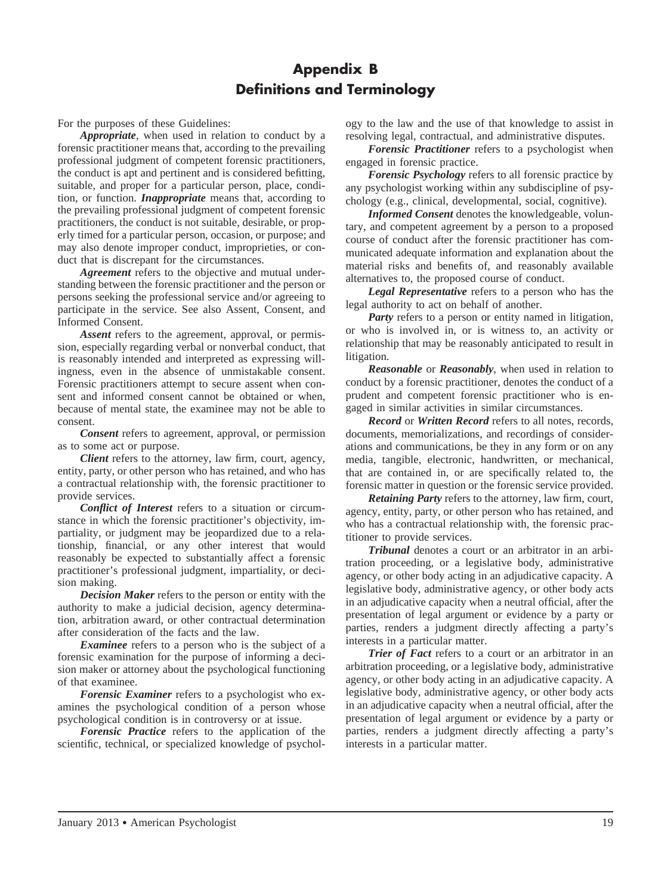# Appendix B
## Definitions and Terminology

For the purposes of these Guidelines:

***Appropriate***, when used in relation to conduct by a forensic practitioner means that, according to the prevailing professional judgment of competent forensic practitioners, the conduct is apt and pertinent and is considered befitting, suitable, and proper for a particular person, place, condition, or function. ***Inappropriate*** means that, according to the prevailing professional judgment of competent forensic practitioners, the conduct is not suitable, desirable, or properly timed for a particular person, occasion, or purpose; and may also denote improper conduct, improprieties, or conduct that is discrepant for the circumstances.

***Agreement*** refers to the objective and mutual understanding between the forensic practitioner and the person or persons seeking the professional service and/or agreeing to participate in the service. See also Assent, Consent, and Informed Consent.

***Assent*** refers to the agreement, approval, or permission, especially regarding verbal or nonverbal conduct, that is reasonably intended and interpreted as expressing willingness, even in the absence of unmistakable consent. Forensic practitioners attempt to secure assent when consent and informed consent cannot be obtained or when, because of mental state, the examinee may not be able to consent.

***Consent*** refers to agreement, approval, or permission as to some act or purpose.

***Client*** refers to the attorney, law firm, court, agency, entity, party, or other person who has retained, and who has a contractual relationship with, the forensic practitioner to provide services.

***Conflict of Interest*** refers to a situation or circumstance in which the forensic practitioner's objectivity, impartiality, or judgment may be jeopardized due to a relationship, financial, or any other interest that would reasonably be expected to substantially affect a forensic practitioner's professional judgment, impartiality, or decision making.

***Decision Maker*** refers to the person or entity with the authority to make a judicial decision, agency determination, arbitration award, or other contractual determination after consideration of the facts and the law.

***Examinee*** refers to a person who is the subject of a forensic examination for the purpose of informing a decision maker or attorney about the psychological functioning of that examinee.

***Forensic Examiner*** refers to a psychologist who examines the psychological condition of a person whose psychological condition is in controversy or at issue.

***Forensic Practice*** refers to the application of the scientific, technical, or specialized knowledge of psychology to the law and the use of that knowledge to assist in resolving legal, contractual, and administrative disputes.

***Forensic Practitioner*** refers to a psychologist when engaged in forensic practice.

***Forensic Psychology*** refers to all forensic practice by any psychologist working within any subdiscipline of psychology (e.g., clinical, developmental, social, cognitive).

***Informed Consent*** denotes the knowledgeable, voluntary, and competent agreement by a person to a proposed course of conduct after the forensic practitioner has communicated adequate information and explanation about the material risks and benefits of, and reasonably available alternatives to, the proposed course of conduct.

***Legal Representative*** refers to a person who has the legal authority to act on behalf of another.

***Party*** refers to a person or entity named in litigation, or who is involved in, or is witness to, an activity or relationship that may be reasonably anticipated to result in litigation.

***Reasonable*** or ***Reasonably***, when used in relation to conduct by a forensic practitioner, denotes the conduct of a prudent and competent forensic practitioner who is engaged in similar activities in similar circumstances.

***Record*** or ***Written Record*** refers to all notes, records, documents, memorializations, and recordings of considerations and communications, be they in any form or on any media, tangible, electronic, handwritten, or mechanical, that are contained in, or are specifically related to, the forensic matter in question or the forensic service provided.

***Retaining Party*** refers to the attorney, law firm, court, agency, entity, party, or other person who has retained, and who has a contractual relationship with, the forensic practitioner to provide services.

***Tribunal*** denotes a court or an arbitrator in an arbitration proceeding, or a legislative body, administrative agency, or other body acting in an adjudicative capacity. A legislative body, administrative agency, or other body acts in an adjudicative capacity when a neutral official, after the presentation of legal argument or evidence by a party or parties, renders a judgment directly affecting a party's interests in a particular matter.

***Trier of Fact*** refers to a court or an arbitrator in an arbitration proceeding, or a legislative body, administrative agency, or other body acting in an adjudicative capacity. A legislative body, administrative agency, or other body acts in an adjudicative capacity when a neutral official, after the presentation of legal argument or evidence by a party or parties, renders a judgment directly affecting a party's interests in a particular matter.